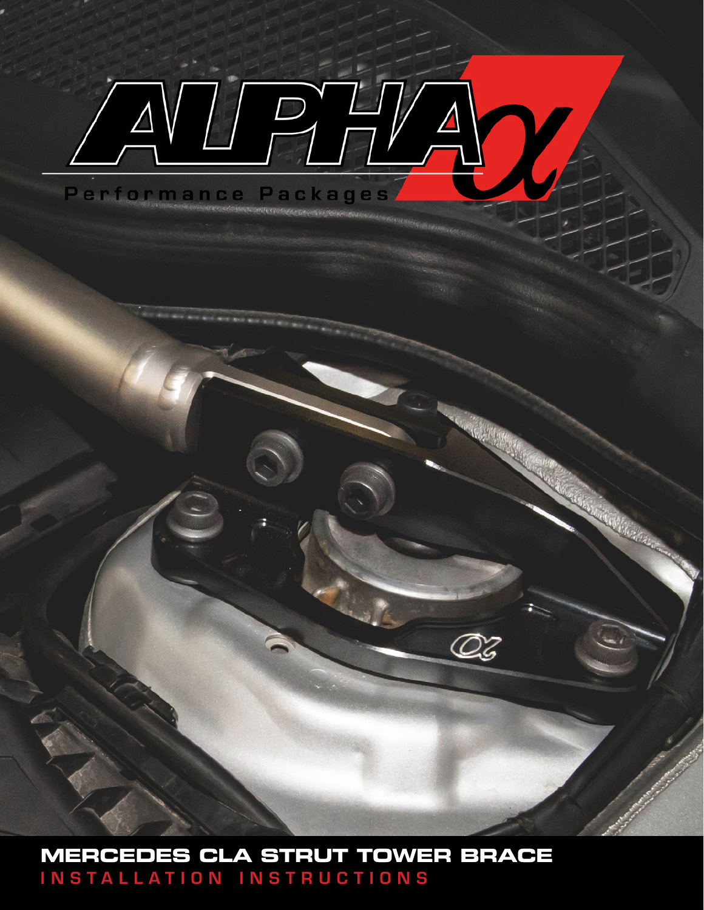# ALPHA

Performance Packages

# MERCEDES CLA STRUT TOWER BRACE

## INSTALLATION INSTRUCTIONS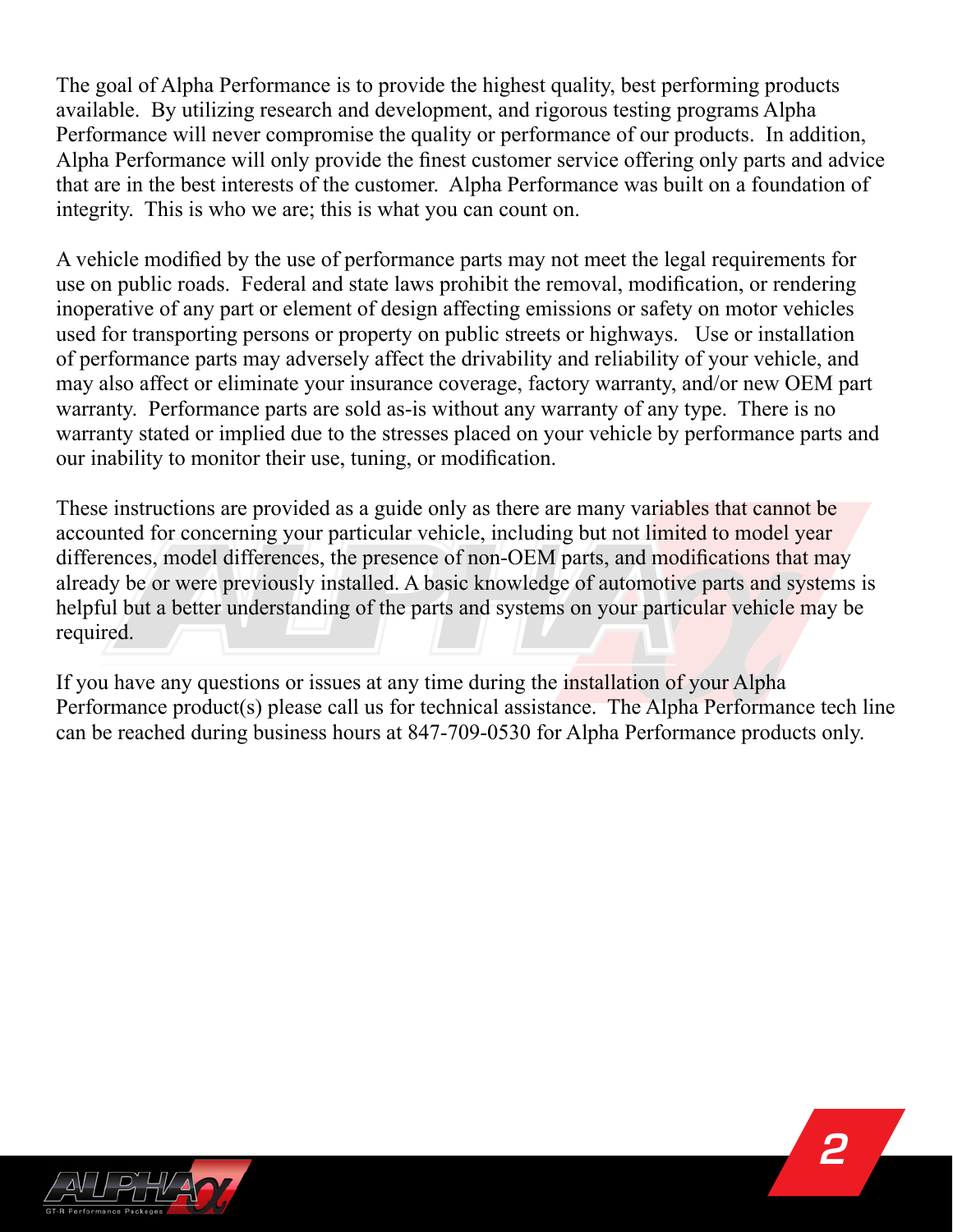The goal of Alpha Performance is to provide the highest quality, best performing products available. By utilizing research and development, and rigorous testing programs Alpha Performance will never compromise the quality or performance of our products. In addition, Alpha Performance will only provide the finest customer service offering only parts and advice that are in the best interests of the customer. Alpha Performance was built on a foundation of integrity. This is who we are; this is what you can count on.

A vehicle modified by the use of performance parts may not meet the legal requirements for use on public roads. Federal and state laws prohibit the removal, modification, or rendering inoperative of any part or element of design affecting emissions or safety on motor vehicles used for transporting persons or property on public streets or highways. Use or installation of performance parts may adversely affect the drivability and reliability of your vehicle, and may also affect or eliminate your insurance coverage, factory warranty, and/or new OEM part warranty. Performance parts are sold as-is without any warranty of any type. There is no warranty stated or implied due to the stresses placed on your vehicle by performance parts and our inability to monitor their use, tuning, or modification.

These instructions are provided as a guide only as there are many variables that cannot be accounted for concerning your particular vehicle, including but not limited to model year differences, model differences, the presence of non-OEM parts, and modifications that may already be or were previously installed. A basic knowledge of automotive parts and systems is helpful but a better understanding of the parts and systems on your particular vehicle may be required.

If you have any questions or issues at any time during the installation of your Alpha Performance product(s) please call us for technical assistance. The Alpha Performance tech line can be reached during business hours at 847-709-0530 for Alpha Performance products only.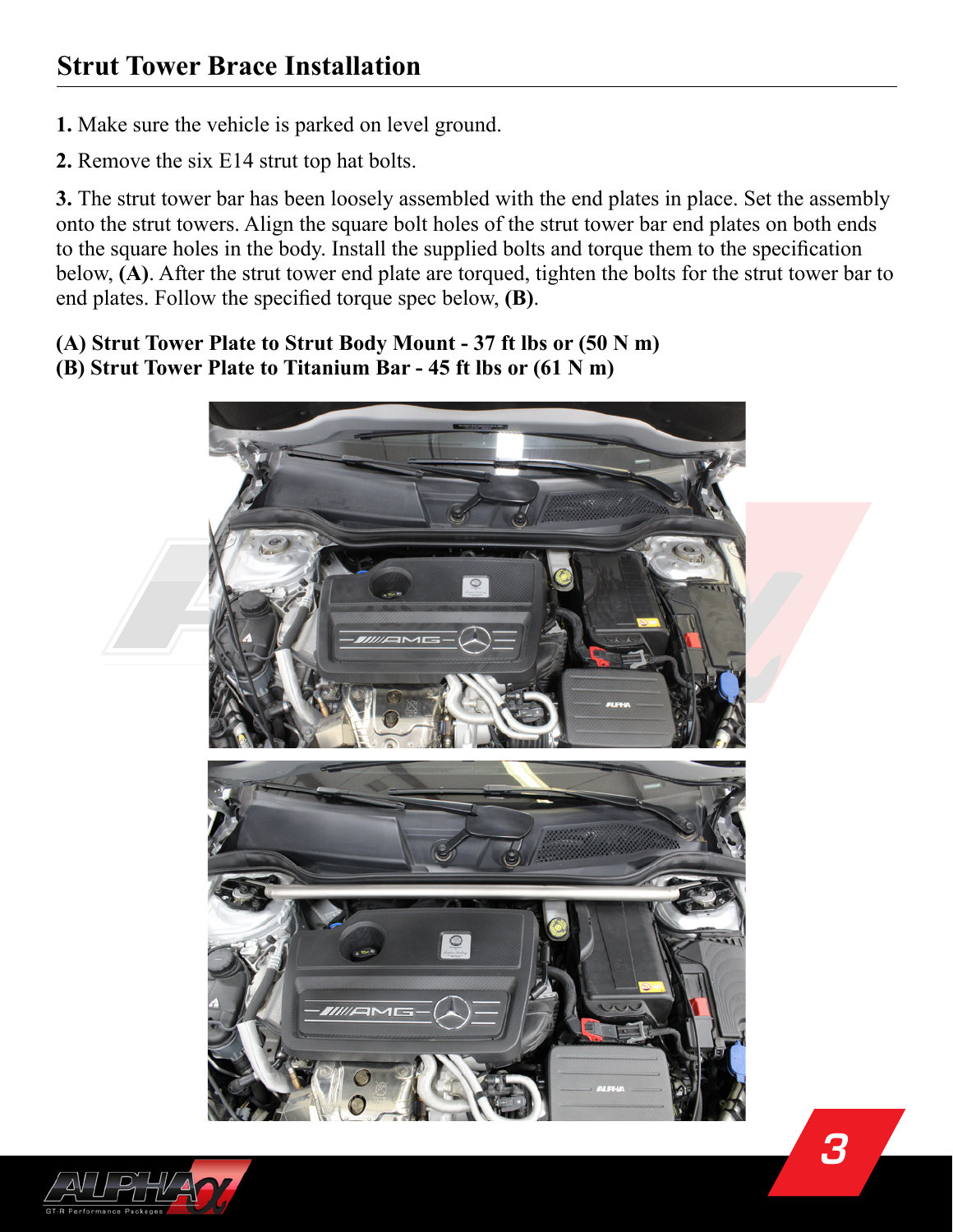## Strut Tower Brace Installation

**1.** Make sure the vehicle is parked on level ground.

**2.** Remove the six E14 strut top hat bolts.

**3.** The strut tower bar has been loosely assembled with the end plates in place. Set the assembly onto the strut towers. Align the square bolt holes of the strut tower bar end plates on both ends to the square holes in the body. Install the supplied bolts and torque them to the specification below, **(A)**. After the strut tower end plate are torqued, tighten the bolts for the strut tower bar to end plates. Follow the specified torque spec below, **(B)**.

**(A) Strut Tower Plate to Strut Body Mount - 37 ft lbs or (50 N m)**
**(B) Strut Tower Plate to Titanium Bar - 45 ft lbs or (61 N m)**